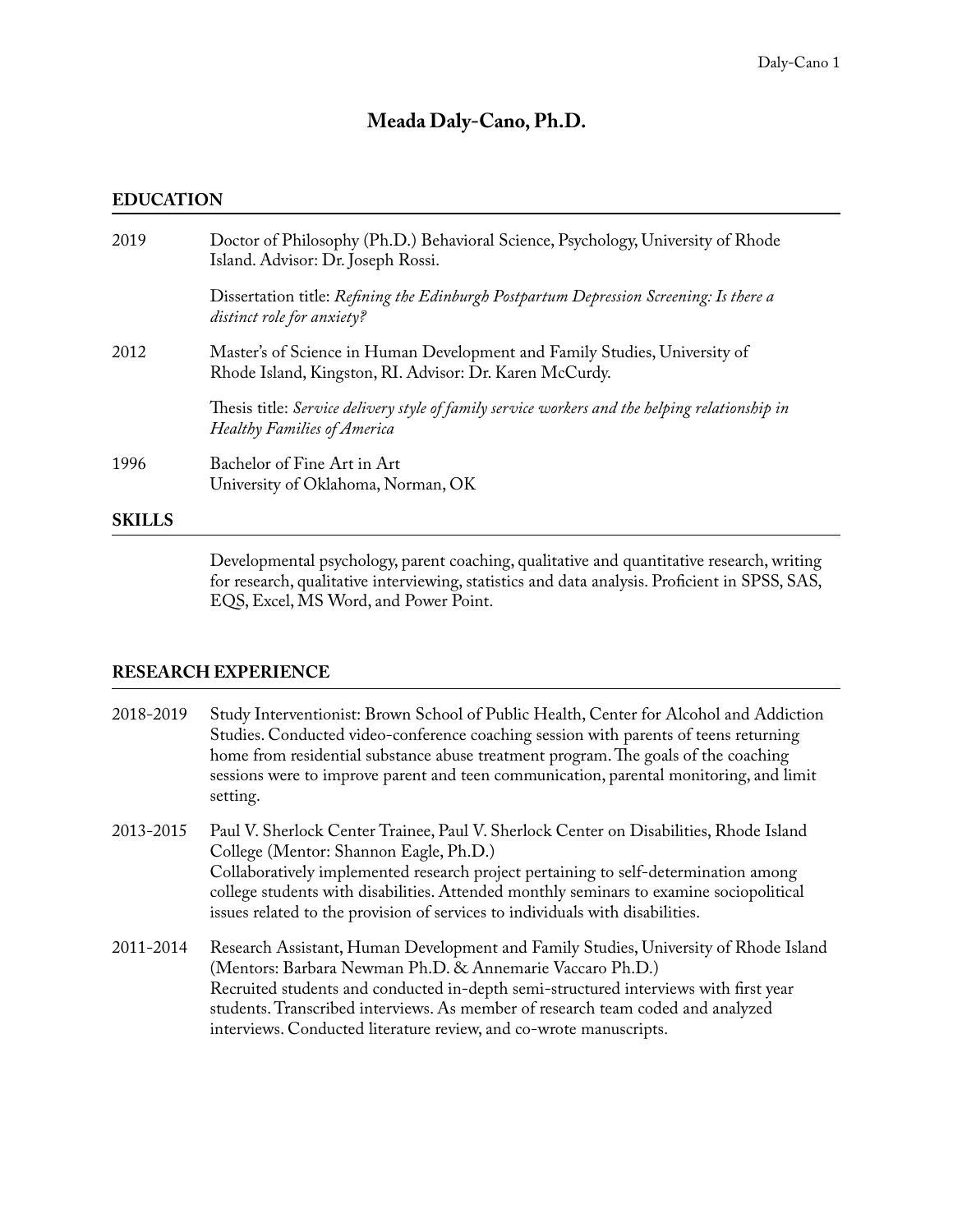# Meada Daly-Cano, Ph.D.

## EDUCATION

2019 Doctor of Philosophy (Ph.D.) Behavioral Science, Psychology, University of Rhode Island. Advisor: Dr. Joseph Rossi.

Dissertation title: *Refining the Edinburgh Postpartum Depression Screening: Is there a distinct role for anxiety?*

2012 Master's of Science in Human Development and Family Studies, University of Rhode Island, Kingston, RI. Advisor: Dr. Karen McCurdy.

Thesis title: *Service delivery style of family service workers and the helping relationship in Healthy Families of America*

1996 Bachelor of Fine Art in Art
University of Oklahoma, Norman, OK

## SKILLS

Developmental psychology, parent coaching, qualitative and quantitative research, writing for research, qualitative interviewing, statistics and data analysis. Proficient in SPSS, SAS, EQS, Excel, MS Word, and Power Point.

## RESEARCH EXPERIENCE

2018-2019 Study Interventionist: Brown School of Public Health, Center for Alcohol and Addiction Studies. Conducted video-conference coaching session with parents of teens returning home from residential substance abuse treatment program. The goals of the coaching sessions were to improve parent and teen communication, parental monitoring, and limit setting.

2013-2015 Paul V. Sherlock Center Trainee, Paul V. Sherlock Center on Disabilities, Rhode Island College (Mentor: Shannon Eagle, Ph.D.)
Collaboratively implemented research project pertaining to self-determination among college students with disabilities. Attended monthly seminars to examine sociopolitical issues related to the provision of services to individuals with disabilities.

2011-2014 Research Assistant, Human Development and Family Studies, University of Rhode Island (Mentors: Barbara Newman Ph.D. & Annemarie Vaccaro Ph.D.)
Recruited students and conducted in-depth semi-structured interviews with first year students. Transcribed interviews. As member of research team coded and analyzed interviews. Conducted literature review, and co-wrote manuscripts.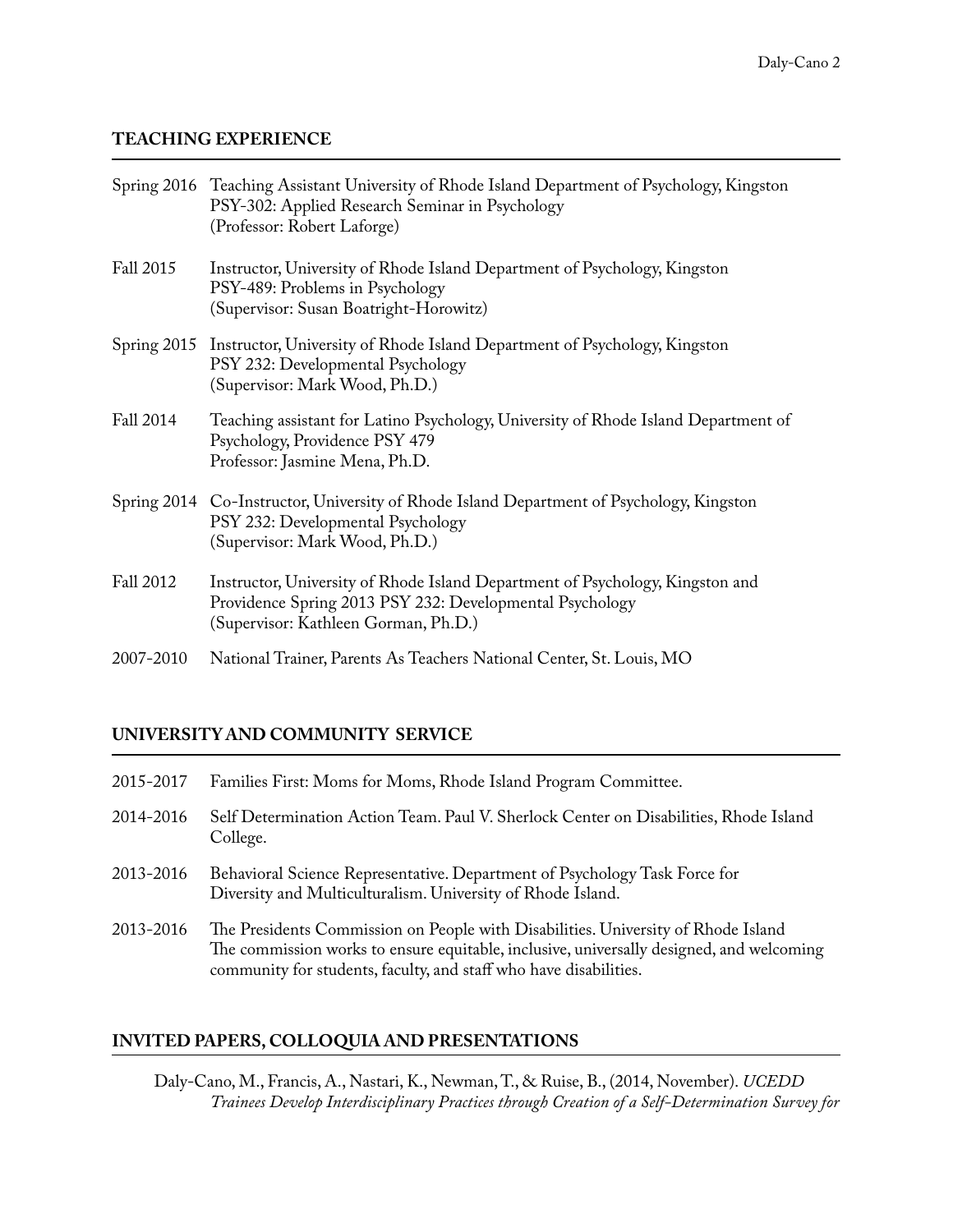## TEACHING EXPERIENCE

Spring 2016 Teaching Assistant University of Rhode Island Department of Psychology, Kingston
PSY-302: Applied Research Seminar in Psychology
(Professor: Robert Laforge)

Fall 2015 Instructor, University of Rhode Island Department of Psychology, Kingston
PSY-489: Problems in Psychology
(Supervisor: Susan Boatright-Horowitz)

Spring 2015 Instructor, University of Rhode Island Department of Psychology, Kingston
PSY 232: Developmental Psychology
(Supervisor: Mark Wood, Ph.D.)

Fall 2014 Teaching assistant for Latino Psychology, University of Rhode Island Department of Psychology, Providence PSY 479
Professor: Jasmine Mena, Ph.D.

Spring 2014 Co-Instructor, University of Rhode Island Department of Psychology, Kingston
PSY 232: Developmental Psychology
(Supervisor: Mark Wood, Ph.D.)

Fall 2012 Instructor, University of Rhode Island Department of Psychology, Kingston and Providence Spring 2013 PSY 232: Developmental Psychology
(Supervisor: Kathleen Gorman, Ph.D.)

2007-2010 National Trainer, Parents As Teachers National Center, St. Louis, MO

## UNIVERSITY AND COMMUNITY SERVICE

2015-2017 Families First: Moms for Moms, Rhode Island Program Committee.

2014-2016 Self Determination Action Team. Paul V. Sherlock Center on Disabilities, Rhode Island College.

2013-2016 Behavioral Science Representative. Department of Psychology Task Force for Diversity and Multiculturalism. University of Rhode Island.

2013-2016 The Presidents Commission on People with Disabilities. University of Rhode Island
The commission works to ensure equitable, inclusive, universally designed, and welcoming community for students, faculty, and staff who have disabilities.

## INVITED PAPERS, COLLOQUIA AND PRESENTATIONS

Daly-Cano, M., Francis, A., Nastari, K., Newman, T., & Ruise, B., (2014, November). *UCEDD Trainees Develop Interdisciplinary Practices through Creation of a Self-Determination Survey for*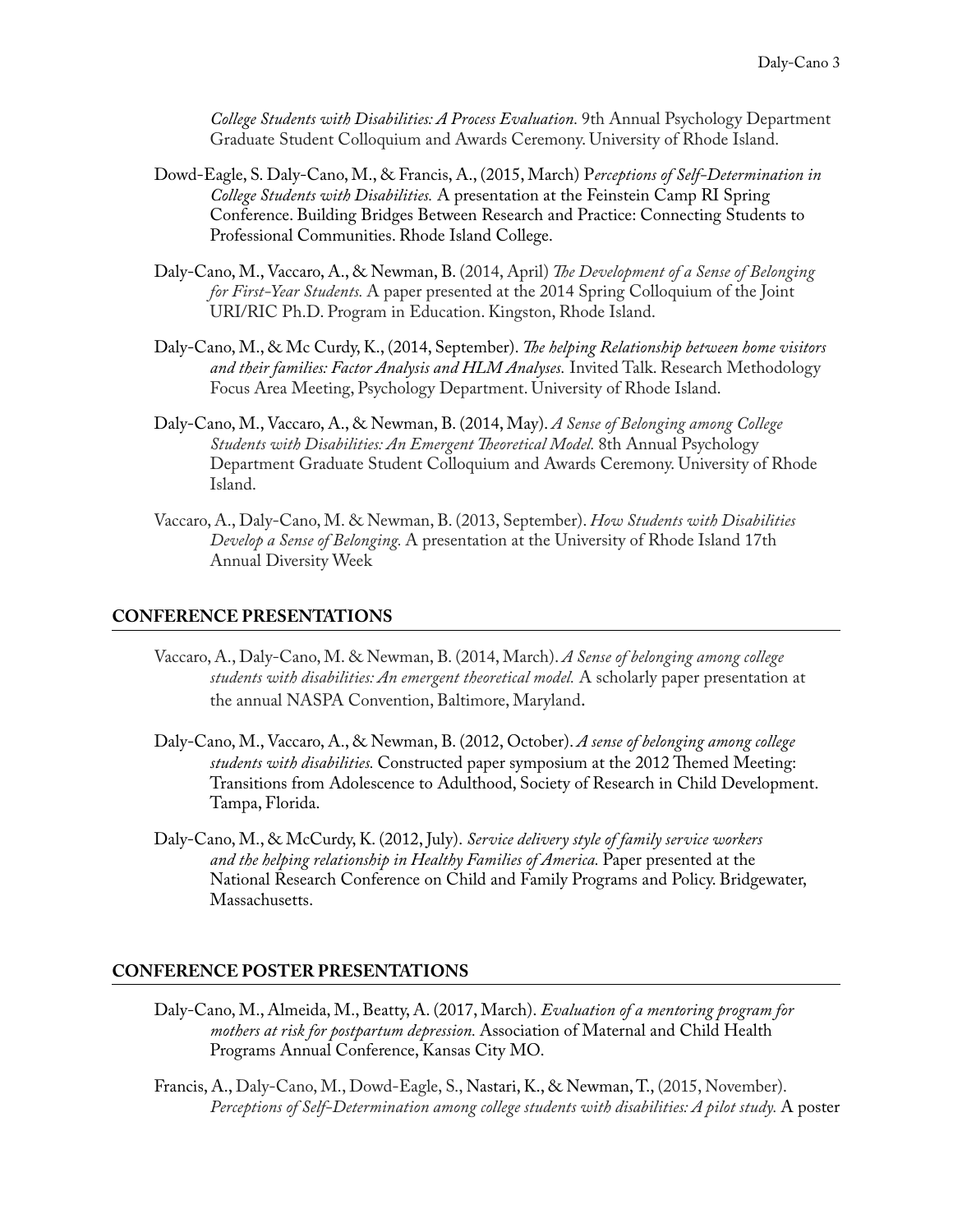*College Students with Disabilities: A Process Evaluation.* 9th Annual Psychology Department Graduate Student Colloquium and Awards Ceremony. University of Rhode Island.

Dowd-Eagle, S. Daly-Cano, M., & Francis, A., (2015, March) P*erceptions of Self-Determination in College Students with Disabilities.* A presentation at the Feinstein Camp RI Spring Conference. Building Bridges Between Research and Practice: Connecting Students to Professional Communities. Rhode Island College.

Daly-Cano, M., Vaccaro, A., & Newman, B. (2014, April) *The Development of a Sense of Belonging for First-Year Students.* A paper presented at the 2014 Spring Colloquium of the Joint URI/RIC Ph.D. Program in Education. Kingston, Rhode Island.

Daly-Cano, M., & Mc Curdy, K., (2014, September). *The helping Relationship between home visitors and their families: Factor Analysis and HLM Analyses.* Invited Talk. Research Methodology Focus Area Meeting, Psychology Department. University of Rhode Island.

Daly-Cano, M., Vaccaro, A., & Newman, B. (2014, May). *A Sense of Belonging among College Students with Disabilities: An Emergent Theoretical Model.* 8th Annual Psychology Department Graduate Student Colloquium and Awards Ceremony. University of Rhode Island.

Vaccaro, A., Daly-Cano, M. & Newman, B. (2013, September). *How Students with Disabilities Develop a Sense of Belonging.* A presentation at the University of Rhode Island 17th Annual Diversity Week

## CONFERENCE PRESENTATIONS

Vaccaro, A., Daly-Cano, M. & Newman, B. (2014, March). *A Sense of belonging among college students with disabilities: An emergent theoretical model.* A scholarly paper presentation at the annual NASPA Convention, Baltimore, Maryland.

Daly-Cano, M., Vaccaro, A., & Newman, B. (2012, October). *A sense of belonging among college students with disabilities.* Constructed paper symposium at the 2012 Themed Meeting: Transitions from Adolescence to Adulthood, Society of Research in Child Development. Tampa, Florida.

Daly-Cano, M., & McCurdy, K. (2012, July). *Service delivery style of family service workers and the helping relationship in Healthy Families of America.* Paper presented at the National Research Conference on Child and Family Programs and Policy. Bridgewater, Massachusetts.

## CONFERENCE POSTER PRESENTATIONS

Daly-Cano, M., Almeida, M., Beatty, A. (2017, March). *Evaluation of a mentoring program for mothers at risk for postpartum depression.* Association of Maternal and Child Health Programs Annual Conference, Kansas City MO.

Francis, A., Daly-Cano, M., Dowd-Eagle, S., Nastari, K., & Newman, T., (2015, November). *Perceptions of Self-Determination among college students with disabilities: A pilot study.* A poster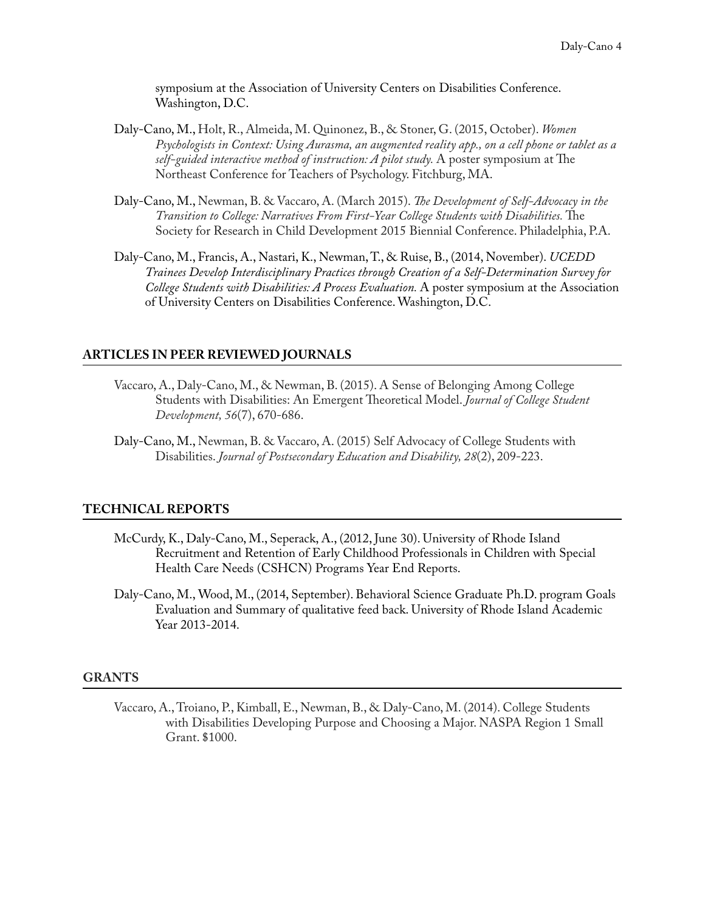symposium at the Association of University Centers on Disabilities Conference. Washington, D.C.

**Daly-Cano, M.**, Holt, R., Almeida, M. Quinonez, B., & Stoner, G. (2015, October). *Women Psychologists in Context: Using Aurasma, an augmented reality app., on a cell phone or tablet as a self-guided interactive method of instruction: A pilot study.* A poster symposium at The Northeast Conference for Teachers of Psychology. Fitchburg, MA.

**Daly-Cano, M.**, Newman, B. & Vaccaro, A. (March 2015). *The Development of Self-Advocacy in the Transition to College: Narratives From First-Year College Students with Disabilities.* The Society for Research in Child Development 2015 Biennial Conference. Philadelphia, P.A.

**Daly-Cano, M.**, Francis, A., Nastari, K., Newman, T., & Ruise, B., (2014, November). *UCEDD Trainees Develop Interdisciplinary Practices through Creation of a Self-Determination Survey for College Students with Disabilities: A Process Evaluation.* A poster symposium at the Association of University Centers on Disabilities Conference. Washington, D.C.

## ARTICLES IN PEER REVIEWED JOURNALS

Vaccaro, A., Daly-Cano, M., & Newman, B. (2015). A Sense of Belonging Among College Students with Disabilities: An Emergent Theoretical Model. *Journal of College Student Development, 56*(7), 670-686.

**Daly-Cano, M.**, Newman, B. & Vaccaro, A. (2015) Self Advocacy of College Students with Disabilities. *Journal of Postsecondary Education and Disability, 28*(2), 209-223.

## TECHNICAL REPORTS

McCurdy, K., Daly-Cano, M., Seperack, A., (2012, June 30). University of Rhode Island Recruitment and Retention of Early Childhood Professionals in Children with Special Health Care Needs (CSHCN) Programs Year End Reports.

Daly-Cano, M., Wood, M., (2014, September). Behavioral Science Graduate Ph.D. program Goals Evaluation and Summary of qualitative feed back. University of Rhode Island Academic Year 2013-2014.

## GRANTS

Vaccaro, A., Troiano, P., Kimball, E., Newman, B., & Daly-Cano, M. (2014). College Students with Disabilities Developing Purpose and Choosing a Major. NASPA Region 1 Small Grant. $1000.